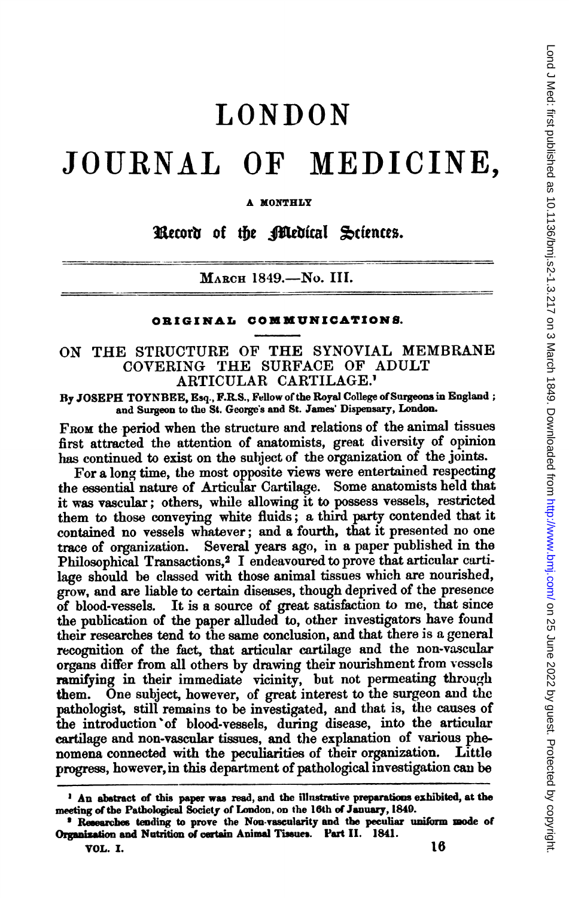# LONDON JOURNAL OF MEDICINE,

A MONTHLY

Record of the Medical Sciences.

MARCH 1849.—No. III.

## ORIGINAL COMMUNICATIONS.

## ON THE STRUCTURE OF THE SYNOVIAL MEMBRANE COVERING THE SURFACE OF ADULT ARTICULAR CARTILAGE.[1]

By JOSEPH TOYNBEE, Esq., F.R.S., Fellow of the Royal College of Surgeons in England; and Surgeon to the St. George's and St. James' Dispensary, London.

FROM the period when the structure and relations of the animal tissues first attracted the attention of anatomists, great diversity of opinion has continued to exist on the subject of the organization of the joints.

For a long time, the most opposite views were entertained respecting the essential nature of Articular Cartilage. Some anatomists held that it was vascular; others, while allowing it to possess vessels, restricted them to those conveying white fluids; a third party contended that it contained no vessels whatever; and a fourth, that it presented no one trace of organization. Several years ago, in a paper published in the Philosophical Transactions,[2] I endeavoured to prove that articular cartilage should be classed with those animal tissues which are nourished, grow, and are liable to certain diseases, though deprived of the presence of blood-vessels. It is a source of great satisfaction to me, that since the publication of the paper alluded to, other investigators have found their researches tend to the same conclusion, and that there is a general recognition of the fact, that articular cartilage and the non-vascular organs differ from all others by drawing their nourishment from vessels ramifying in their immediate vicinity, but not permeating through them. One subject, however, of great interest to the surgeon and the pathologist, still remains to be investigated, and that is, the causes of the introduction of blood-vessels, during disease, into the articular cartilage and non-vascular tissues, and the explanation of various phenomena connected with the peculiarities of their organization. Little progress, however, in this department of pathological investigation can be

[1] An abstract of this paper was read, and the illustrative preparations exhibited, at the meeting of the Pathological Society of London, on the 16th of January, 1849.

[2] Researches tending to prove the Non-vascularity and the peculiar uniform mode of Organization and Nutrition of certain Animal Tissues. Part II. 1841.

VOL. I.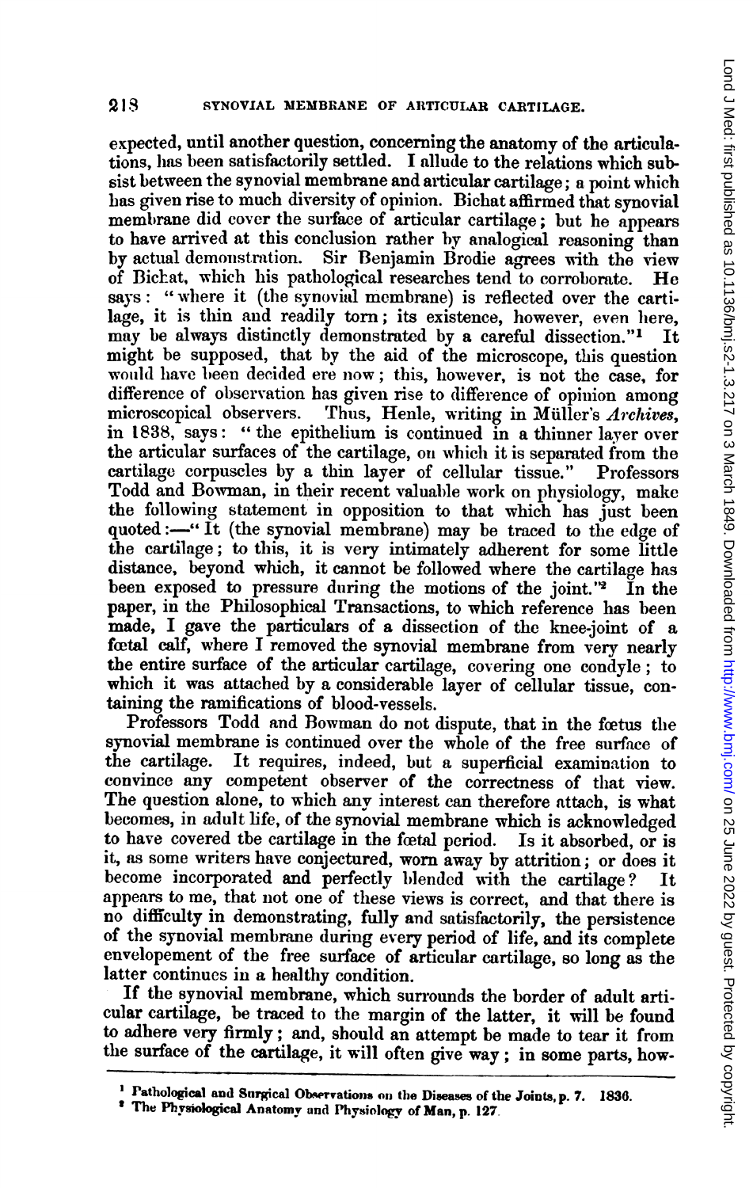expected, until another question, concerning the anatomy of the articulations, has been satisfactorily settled. I allude to the relations which subsist between the synovial membrane and articular cartilage; a point which has given rise to much diversity of opinion. Bichat affirmed that synovial membrane did cover the surface of articular cartilage; but he appears to have arrived at this conclusion rather by analogical reasoning than by actual demonstration. Sir Benjamin Brodie agrees with the view of Bichat, which his pathological researches tend to corroborate. He says: "where it (the synovial membrane) is reflected over the cartilage, it is thin and readily torn; its existence, however, even here, may be always distinctly demonstrated by a careful dissection."[1] It might be supposed, that by the aid of the microscope, this question would have been decided ere now; this, however, is not the case, for difference of observation has given rise to difference of opinion among microscopical observers. Thus, Henle, writing in Müller's *Archives*, in 1838, says: "the epithelium is continued in a thinner layer over the articular surfaces of the cartilage, on which it is separated from the cartilage corpuscles by a thin layer of cellular tissue." Professors Todd and Bowman, in their recent valuable work on physiology, make the following statement in opposition to that which has just been quoted:—"It (the synovial membrane) may be traced to the edge of the cartilage; to this, it is very intimately adherent for some little distance, beyond which, it cannot be followed where the cartilage has been exposed to pressure during the motions of the joint."[2] In the paper, in the Philosophical Transactions, to which reference has been made, I gave the particulars of a dissection of the knee-joint of a fœtal calf, where I removed the synovial membrane from very nearly the entire surface of the articular cartilage, covering one condyle; to which it was attached by a considerable layer of cellular tissue, containing the ramifications of blood-vessels.

Professors Todd and Bowman do not dispute, that in the fœtus the synovial membrane is continued over the whole of the free surface of the cartilage. It requires, indeed, but a superficial examination to convince any competent observer of the correctness of that view. The question alone, to which any interest can therefore attach, is what becomes, in adult life, of the synovial membrane which is acknowledged to have covered the cartilage in the fœtal period. Is it absorbed, or is it, as some writers have conjectured, worn away by attrition; or does it become incorporated and perfectly blended with the cartilage? It appears to me, that not one of these views is correct, and that there is no difficulty in demonstrating, fully and satisfactorily, the persistence of the synovial membrane during every period of life, and its complete envelopement of the free surface of articular cartilage, so long as the latter continues in a healthy condition.

If the synovial membrane, which surrounds the border of adult articular cartilage, be traced to the margin of the latter, it will be found to adhere very firmly; and, should an attempt be made to tear it from the surface of the cartilage, it will often give way; in some parts, how-

[1] Pathological and Surgical Observations on the Diseases of the Joints, p. 7. 1836.

[2] The Physiological Anatomy and Physiology of Man, p. 127.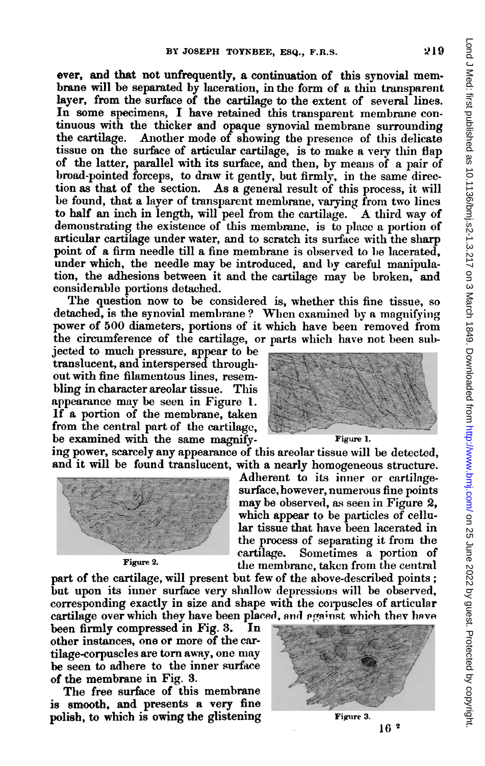ever, and that not unfrequently, a continuation of this synovial membrane will be separated by laceration, in the form of a thin transparent layer, from the surface of the cartilage to the extent of several lines. In some specimens, I have retained this transparent membrane continuous with the thicker and opaque synovial membrane surrounding the cartilage. Another mode of showing the presence of this delicate tissue on the surface of articular cartilage, is to make a very thin flap of the latter, parallel with its surface, and then, by means of a pair of broad-pointed forceps, to draw it gently, but firmly, in the same direction as that of the section. As a general result of this process, it will be found, that a layer of transparent membrane, varying from two lines to half an inch in length, will peel from the cartilage. A third way of demonstrating the existence of this membrane, is to place a portion of articular cartilage under water, and to scratch its surface with the sharp point of a firm needle till a fine membrane is observed to be lacerated, under which, the needle may be introduced, and by careful manipulation, the adhesions between it and the cartilage may be broken, and considerable portions detached.

The question now to be considered is, whether this fine tissue, so detached, is the synovial membrane? When examined by a magnifying power of 500 diameters, portions of it which have been removed from the circumference of the cartilage, or parts which have not been subjected to much pressure, appear to be translucent, and interspersed throughout with fine filamentous lines, resembling in character areolar tissue. This appearance may be seen in Figure 1. If a portion of the membrane, taken from the central part of the cartilage, be examined with the same magnifying power, scarcely any appearance of this areolar tissue will be detected, and it will be found translucent, with a nearly homogeneous structure.

Figure 1.

Adherent to its inner or cartilage-surface, however, numerous fine points may be observed, as seen in Figure 2, which appear to be particles of cellular tissue that have been lacerated in the process of separating it from the cartilage. Sometimes a portion of the membrane, taken from the central part of the cartilage, will present but few of the above-described points; but upon its inner surface very shallow depressions will be observed, corresponding exactly in size and shape with the corpuscles of articular cartilage over which they have been placed, and against which they have been firmly compressed in Fig. 3. In other instances, one or more of the cartilage-corpuscles are torn away, one may be seen to adhere to the inner surface of the membrane in Fig. 3.

Figure 2.

The free surface of this membrane is smooth, and presents a very fine polish, to which is owing the glistening

Figure 3.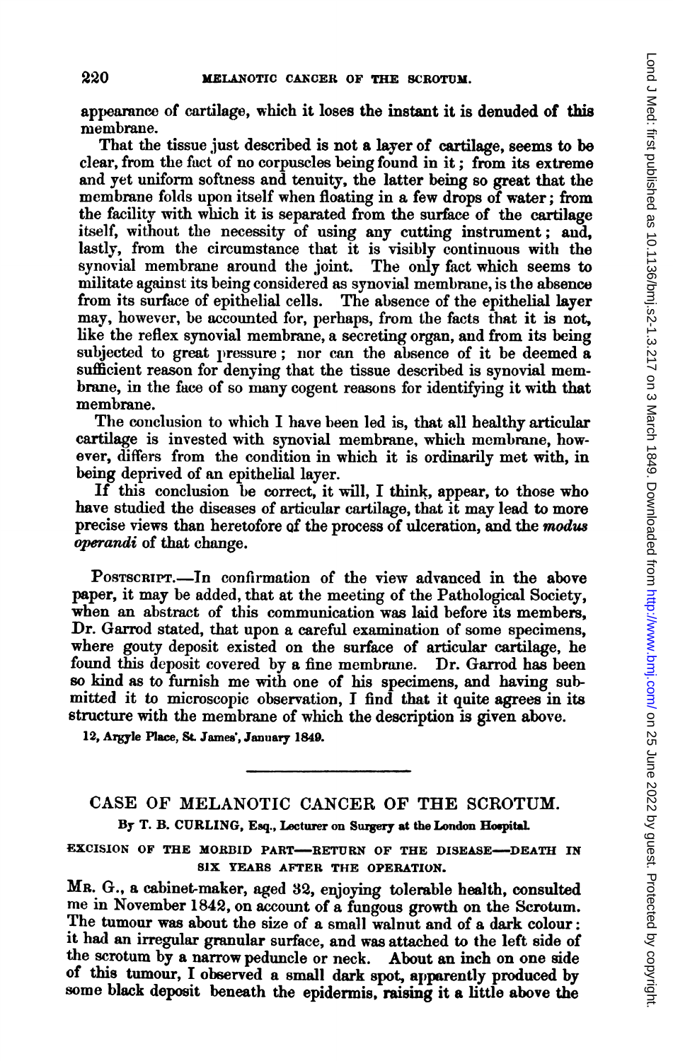appearance of cartilage, which it loses the instant it is denuded of this membrane.

That the tissue just described is not a layer of cartilage, seems to be clear, from the fact of no corpuscles being found in it; from its extreme and yet uniform softness and tenuity, the latter being so great that the membrane folds upon itself when floating in a few drops of water; from the facility with which it is separated from the surface of the cartilage itself, without the necessity of using any cutting instrument; and, lastly, from the circumstance that it is visibly continuous with the synovial membrane around the joint. The only fact which seems to militate against its being considered as synovial membrane, is the absence from its surface of epithelial cells. The absence of the epithelial layer may, however, be accounted for, perhaps, from the facts that it is not, like the reflex synovial membrane, a secreting organ, and from its being subjected to great pressure; nor can the absence of it be deemed a sufficient reason for denying that the tissue described is synovial membrane, in the face of so many cogent reasons for identifying it with that membrane.

The conclusion to which I have been led is, that all healthy articular cartilage is invested with synovial membrane, which membrane, however, differs from the condition in which it is ordinarily met with, in being deprived of an epithelial layer.

If this conclusion be correct, it will, I think, appear, to those who have studied the diseases of articular cartilage, that it may lead to more precise views than heretofore of the process of ulceration, and the *modus operandi* of that change.

Postscript.—In confirmation of the view advanced in the above paper, it may be added, that at the meeting of the Pathological Society, when an abstract of this communication was laid before its members, Dr. Garrod stated, that upon a careful examination of some specimens, where gouty deposit existed on the surface of articular cartilage, he found this deposit covered by a fine membrane. Dr. Garrod has been so kind as to furnish me with one of his specimens, and having submitted it to microscopic observation, I find that it quite agrees in its structure with the membrane of which the description is given above.

12, Argyle Place, St. James', January 1849.

---

## CASE OF MELANOTIC CANCER OF THE SCROTUM.

By T. B. CURLING, Esq., Lecturer on Surgery at the London Hospital.

EXCISION OF THE MORBID PART—RETURN OF THE DISEASE—DEATH IN SIX YEARS AFTER THE OPERATION.

Mr. G., a cabinet-maker, aged 32, enjoying tolerable health, consulted me in November 1842, on account of a fungous growth on the Scrotum. The tumour was about the size of a small walnut and of a dark colour: it had an irregular granular surface, and was attached to the left side of the scrotum by a narrow peduncle or neck. About an inch on one side of this tumour, I observed a small dark spot, apparently produced by some black deposit beneath the epidermis, raising it a little above the